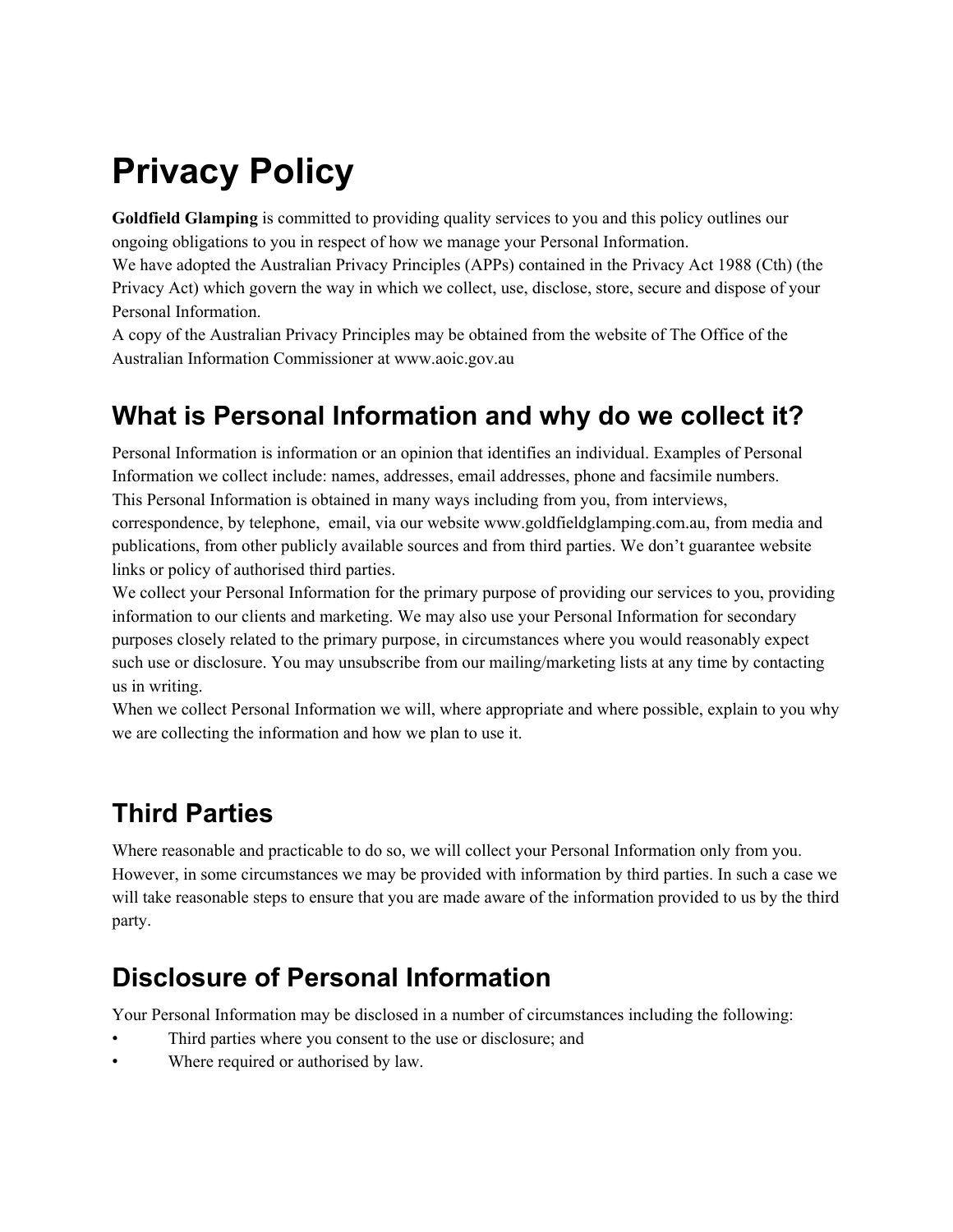# Privacy Policy

**Goldfield Glamping** is committed to providing quality services to you and this policy outlines our ongoing obligations to you in respect of how we manage your Personal Information.

We have adopted the Australian Privacy Principles (APPs) contained in the Privacy Act 1988 (Cth) (the Privacy Act) which govern the way in which we collect, use, disclose, store, secure and dispose of your Personal Information.

A copy of the Australian Privacy Principles may be obtained from the website of The Office of the Australian Information Commissioner at www.aoic.gov.au

## What is Personal Information and why do we collect it?

Personal Information is information or an opinion that identifies an individual. Examples of Personal Information we collect include: names, addresses, email addresses, phone and facsimile numbers.

This Personal Information is obtained in many ways including from you, from interviews, correspondence, by telephone, email, via our website www.goldfieldglamping.com.au, from media and publications, from other publicly available sources and from third parties. We don't guarantee website links or policy of authorised third parties.

We collect your Personal Information for the primary purpose of providing our services to you, providing information to our clients and marketing. We may also use your Personal Information for secondary purposes closely related to the primary purpose, in circumstances where you would reasonably expect such use or disclosure. You may unsubscribe from our mailing/marketing lists at any time by contacting us in writing.

When we collect Personal Information we will, where appropriate and where possible, explain to you why we are collecting the information and how we plan to use it.

## Third Parties

Where reasonable and practicable to do so, we will collect your Personal Information only from you. However, in some circumstances we may be provided with information by third parties. In such a case we will take reasonable steps to ensure that you are made aware of the information provided to us by the third party.

## Disclosure of Personal Information

Your Personal Information may be disclosed in a number of circumstances including the following:

- Third parties where you consent to the use or disclosure; and
- Where required or authorised by law.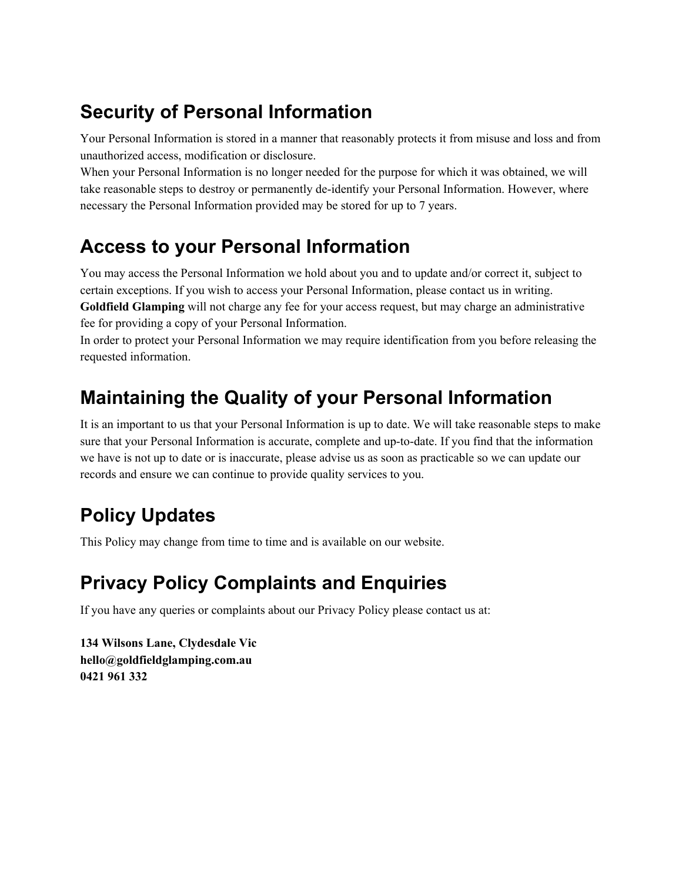## Security of Personal Information

Your Personal Information is stored in a manner that reasonably protects it from misuse and loss and from unauthorized access, modification or disclosure.
When your Personal Information is no longer needed for the purpose for which it was obtained, we will take reasonable steps to destroy or permanently de-identify your Personal Information. However, where necessary the Personal Information provided may be stored for up to 7 years.

## Access to your Personal Information

You may access the Personal Information we hold about you and to update and/or correct it, subject to certain exceptions. If you wish to access your Personal Information, please contact us in writing.
**Goldfield Glamping** will not charge any fee for your access request, but may charge an administrative fee for providing a copy of your Personal Information.
In order to protect your Personal Information we may require identification from you before releasing the requested information.

## Maintaining the Quality of your Personal Information

It is an important to us that your Personal Information is up to date. We will take reasonable steps to make sure that your Personal Information is accurate, complete and up-to-date. If you find that the information we have is not up to date or is inaccurate, please advise us as soon as practicable so we can update our records and ensure we can continue to provide quality services to you.

## Policy Updates

This Policy may change from time to time and is available on our website.

## Privacy Policy Complaints and Enquiries

If you have any queries or complaints about our Privacy Policy please contact us at:

**134 Wilsons Lane, Clydesdale Vic**
**hello@goldfieldglamping.com.au**
**0421 961 332**